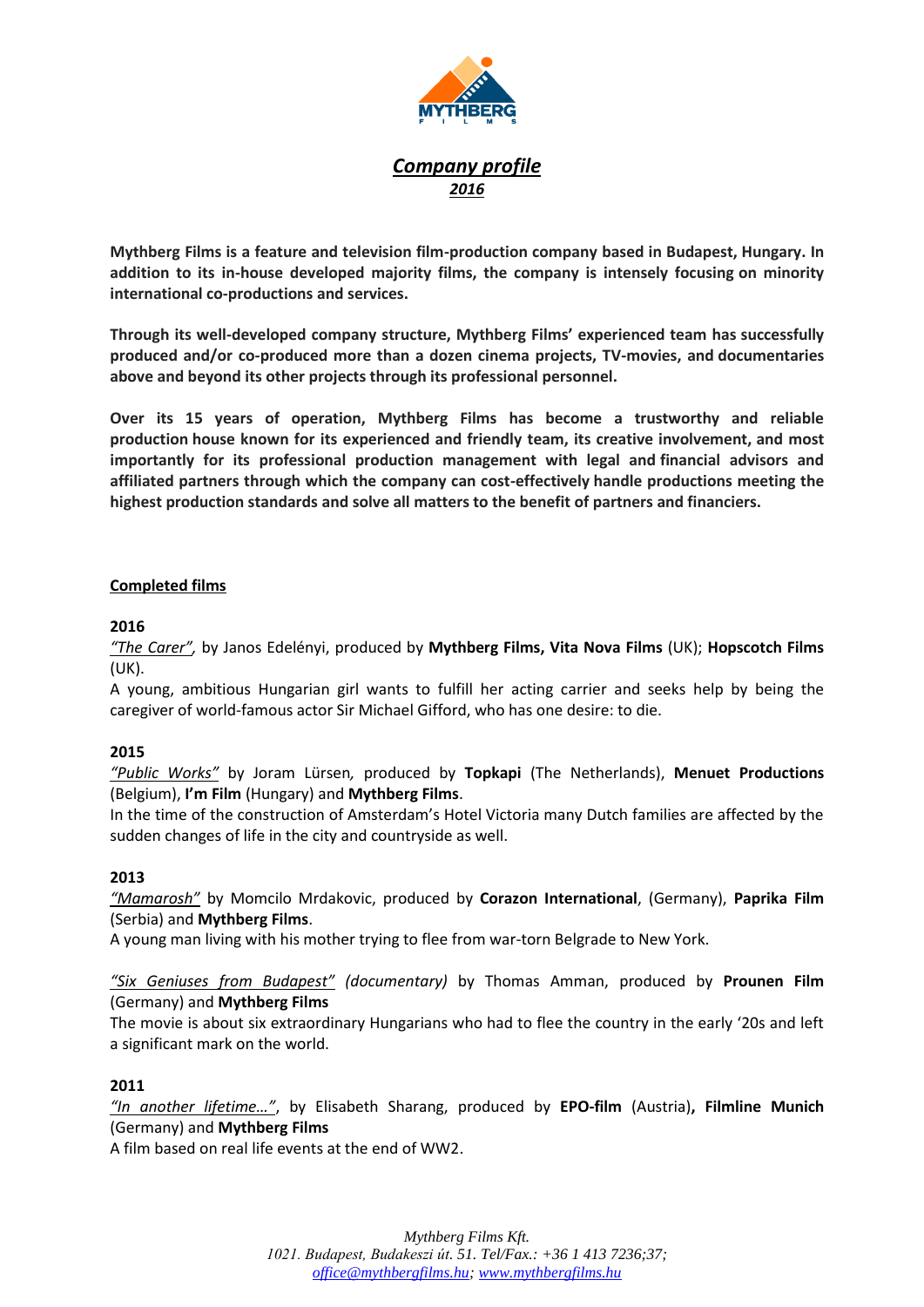MYTHBERG FILMS

# *Company profile*

## *2016*

**Mythberg Films is a feature and television film-production company based in Budapest, Hungary. In addition to its in-house developed majority films, the company is intensely focusing on minority international co-productions and services.**

**Through its well-developed company structure, Mythberg Films' experienced team has successfully produced and/or co-produced more than a dozen cinema projects, TV-movies, and documentaries above and beyond its other projects through its professional personnel.**

**Over its 15 years of operation, Mythberg Films has become a trustworthy and reliable production house known for its experienced and friendly team, its creative involvement, and most importantly for its professional production management with legal and financial advisors and affiliated partners through which the company can cost-effectively handle productions meeting the highest production standards and solve all matters to the benefit of partners and financiers.**

## Completed films

### 2016

*"The Carer",* by Janos Edelényi, produced by **Mythberg Films, Vita Nova Films** (UK); **Hopscotch Films** (UK).

A young, ambitious Hungarian girl wants to fulfill her acting carrier and seeks help by being the caregiver of world-famous actor Sir Michael Gifford, who has one desire: to die.

### 2015

*"Public Works"* by Joram Lürsen, produced by **Topkapi** (The Netherlands), **Menuet Productions** (Belgium), **I'm Film** (Hungary) and **Mythberg Films**.

In the time of the construction of Amsterdam's Hotel Victoria many Dutch families are affected by the sudden changes of life in the city and countryside as well.

### 2013

*"Mamarosh"* by Momcilo Mrdakovic, produced by **Corazon International**, (Germany), **Paprika Film** (Serbia) and **Mythberg Films**.

A young man living with his mother trying to flee from war-torn Belgrade to New York.

*"Six Geniuses from Budapest" (documentary)* by Thomas Amman, produced by **Prounen Film** (Germany) and **Mythberg Films**

The movie is about six extraordinary Hungarians who had to flee the country in the early '20s and left a significant mark on the world.

### 2011

*"In another lifetime…"*, by Elisabeth Sharang, produced by **EPO-film** (Austria)**, Filmline Munich** (Germany) and **Mythberg Films**

A film based on real life events at the end of WW2.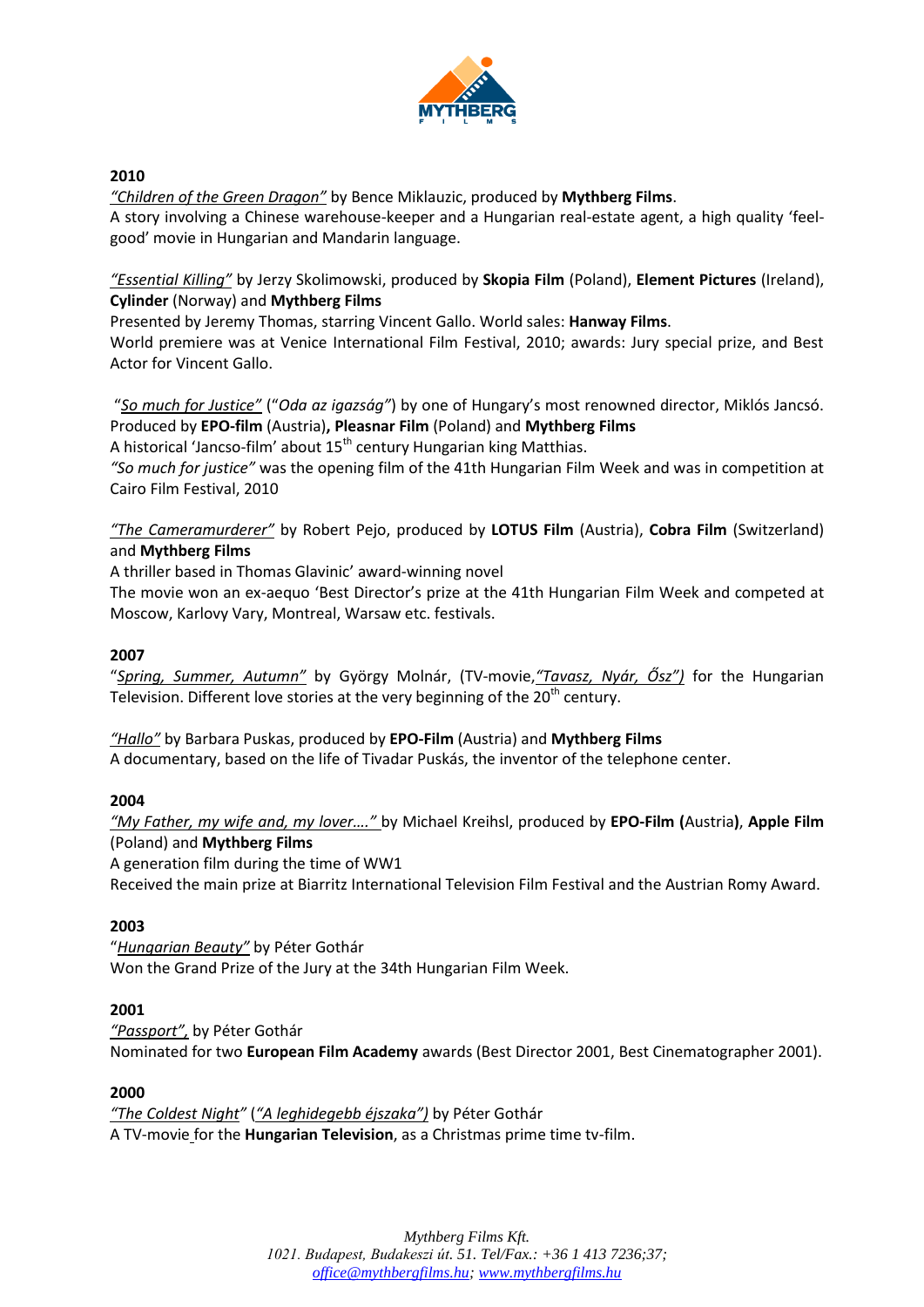**2010**

*"Children of the Green Dragon"* by Bence Miklauzic, produced by **Mythberg Films**.
A story involving a Chinese warehouse-keeper and a Hungarian real-estate agent, a high quality 'feel-good' movie in Hungarian and Mandarin language.

*"Essential Killing"* by Jerzy Skolimowski, produced by **Skopia Film** (Poland), **Element Pictures** (Ireland), **Cylinder** (Norway) and **Mythberg Films**
Presented by Jeremy Thomas, starring Vincent Gallo. World sales: **Hanway Films**.
World premiere was at Venice International Film Festival, 2010; awards: Jury special prize, and Best Actor for Vincent Gallo.

"*So much for Justice"* ("*Oda az igazság"*) by one of Hungary's most renowned director, Miklós Jancsó. Produced by **EPO-film** (Austria)**, Pleasnar Film** (Poland) and **Mythberg Films**
A historical 'Jancso-film' about 15th century Hungarian king Matthias.
*"So much for justice"* was the opening film of the 41th Hungarian Film Week and was in competition at Cairo Film Festival, 2010

*"The Cameramurderer"* by Robert Pejo, produced by **LOTUS Film** (Austria), **Cobra Film** (Switzerland) and **Mythberg Films**
A thriller based in Thomas Glavinic' award-winning novel
The movie won an ex-aequo 'Best Director's prize at the 41th Hungarian Film Week and competed at Moscow, Karlovy Vary, Montreal, Warsaw etc. festivals.

**2007**

"*Spring, Summer, Autumn"* by György Molnár, (TV-movie,*"Tavasz, Nyár, Ősz")* for the Hungarian Television. Different love stories at the very beginning of the 20th century.

*"Hallo"* by Barbara Puskas, produced by **EPO-Film** (Austria) and **Mythberg Films**
A documentary, based on the life of Tivadar Puskás, the inventor of the telephone center.

**2004**

*"My Father, my wife and, my lover…."* by Michael Kreihsl, produced by **EPO-Film (**Austria**)**, **Apple Film** (Poland) and **Mythberg Films**
A generation film during the time of WW1
Received the main prize at Biarritz International Television Film Festival and the Austrian Romy Award.

**2003**

"*Hungarian Beauty"* by Péter Gothár
Won the Grand Prize of the Jury at the 34th Hungarian Film Week.

**2001**

*"Passport",* by Péter Gothár
Nominated for two **European Film Academy** awards (Best Director 2001, Best Cinematographer 2001).

**2000**

*"The Coldest Night"* (*"A leghidegebb éjszaka")* by Péter Gothár
A TV-movie for the **Hungarian Television**, as a Christmas prime time tv-film.

*Mythberg Films Kft.*
*1021. Budapest, Budakeszi út. 51. Tel/Fax.: +36 1 413 7236;37;*
*office@mythbergfilms.hu; www.mythbergfilms.hu*